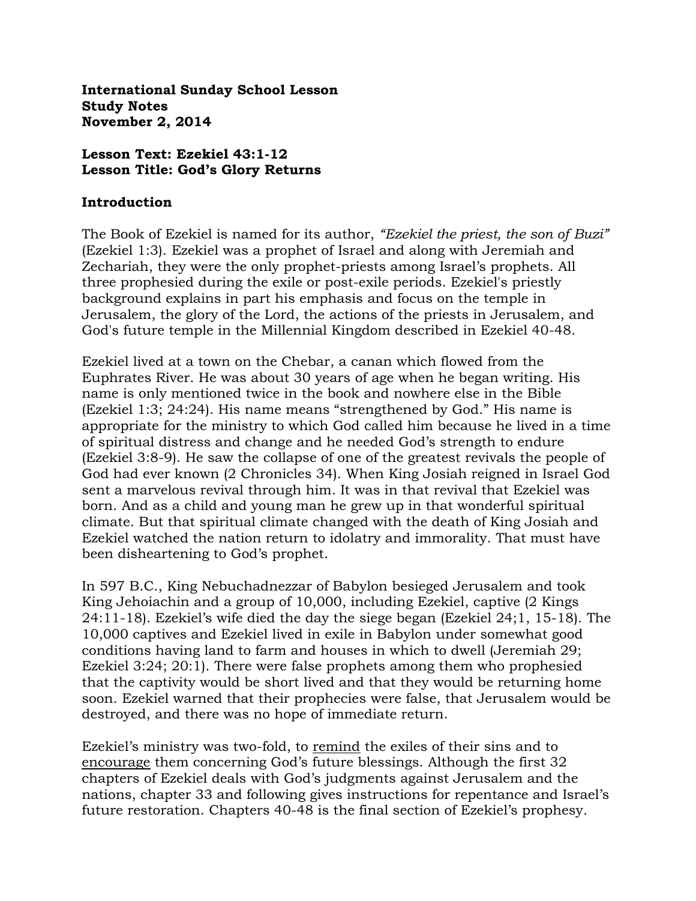**International Sunday School Lesson**
**Study Notes**
**November 2, 2014**

**Lesson Text: Ezekiel 43:1-12**
**Lesson Title: God's Glory Returns**

**Introduction**

The Book of Ezekiel is named for its author, *"Ezekiel the priest, the son of Buzi"* (Ezekiel 1:3). Ezekiel was a prophet of Israel and along with Jeremiah and Zechariah, they were the only prophet-priests among Israel's prophets. All three prophesied during the exile or post-exile periods. Ezekiel's priestly background explains in part his emphasis and focus on the temple in Jerusalem, the glory of the Lord, the actions of the priests in Jerusalem, and God's future temple in the Millennial Kingdom described in Ezekiel 40-48.

Ezekiel lived at a town on the Chebar, a canan which flowed from the Euphrates River. He was about 30 years of age when he began writing. His name is only mentioned twice in the book and nowhere else in the Bible (Ezekiel 1:3; 24:24). His name means "strengthened by God." His name is appropriate for the ministry to which God called him because he lived in a time of spiritual distress and change and he needed God's strength to endure (Ezekiel 3:8-9). He saw the collapse of one of the greatest revivals the people of God had ever known (2 Chronicles 34). When King Josiah reigned in Israel God sent a marvelous revival through him. It was in that revival that Ezekiel was born. And as a child and young man he grew up in that wonderful spiritual climate. But that spiritual climate changed with the death of King Josiah and Ezekiel watched the nation return to idolatry and immorality. That must have been disheartening to God's prophet.

In 597 B.C., King Nebuchadnezzar of Babylon besieged Jerusalem and took King Jehoiachin and a group of 10,000, including Ezekiel, captive (2 Kings 24:11-18). Ezekiel's wife died the day the siege began (Ezekiel 24;1, 15-18). The 10,000 captives and Ezekiel lived in exile in Babylon under somewhat good conditions having land to farm and houses in which to dwell (Jeremiah 29; Ezekiel 3:24; 20:1). There were false prophets among them who prophesied that the captivity would be short lived and that they would be returning home soon. Ezekiel warned that their prophecies were false, that Jerusalem would be destroyed, and there was no hope of immediate return.

Ezekiel's ministry was two-fold, to <u>remind</u> the exiles of their sins and to <u>encourage</u> them concerning God's future blessings. Although the first 32 chapters of Ezekiel deals with God's judgments against Jerusalem and the nations, chapter 33 and following gives instructions for repentance and Israel's future restoration. Chapters 40-48 is the final section of Ezekiel's prophesy.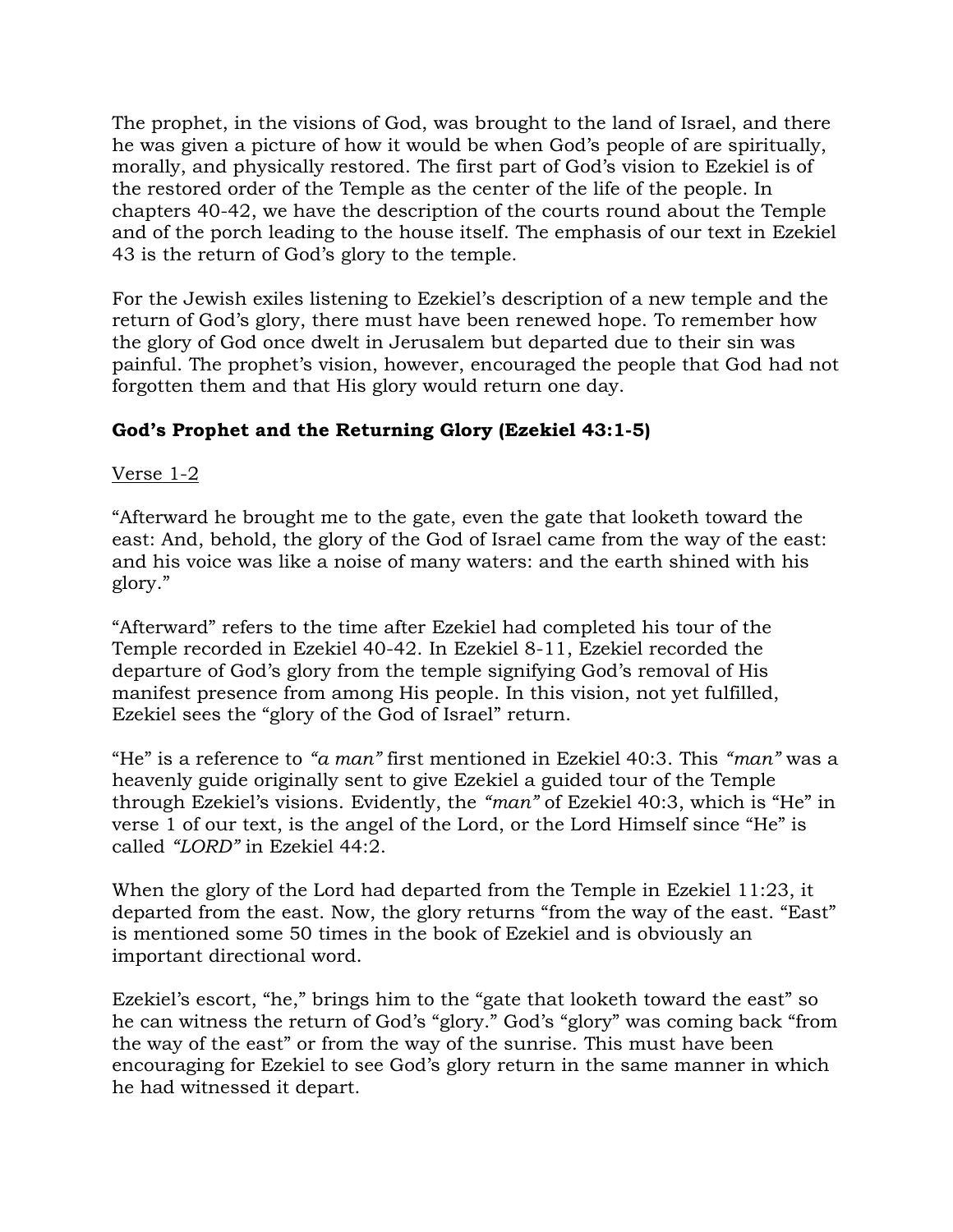The prophet, in the visions of God, was brought to the land of Israel, and there he was given a picture of how it would be when God's people of are spiritually, morally, and physically restored. The first part of God's vision to Ezekiel is of the restored order of the Temple as the center of the life of the people. In chapters 40-42, we have the description of the courts round about the Temple and of the porch leading to the house itself. The emphasis of our text in Ezekiel 43 is the return of God's glory to the temple.

For the Jewish exiles listening to Ezekiel's description of a new temple and the return of God's glory, there must have been renewed hope. To remember how the glory of God once dwelt in Jerusalem but departed due to their sin was painful. The prophet's vision, however, encouraged the people that God had not forgotten them and that His glory would return one day.

**God's Prophet and the Returning Glory (Ezekiel 43:1-5)**

Verse 1-2

"Afterward he brought me to the gate, even the gate that looketh toward the east: And, behold, the glory of the God of Israel came from the way of the east: and his voice was like a noise of many waters: and the earth shined with his glory."

"Afterward" refers to the time after Ezekiel had completed his tour of the Temple recorded in Ezekiel 40-42. In Ezekiel 8-11, Ezekiel recorded the departure of God's glory from the temple signifying God's removal of His manifest presence from among His people. In this vision, not yet fulfilled, Ezekiel sees the "glory of the God of Israel" return.

"He" is a reference to *"a man"* first mentioned in Ezekiel 40:3. This *"man"* was a heavenly guide originally sent to give Ezekiel a guided tour of the Temple through Ezekiel's visions. Evidently, the *"man"* of Ezekiel 40:3, which is "He" in verse 1 of our text, is the angel of the Lord, or the Lord Himself since "He" is called *"LORD"* in Ezekiel 44:2.

When the glory of the Lord had departed from the Temple in Ezekiel 11:23, it departed from the east. Now, the glory returns "from the way of the east. "East" is mentioned some 50 times in the book of Ezekiel and is obviously an important directional word.

Ezekiel's escort, "he," brings him to the "gate that looketh toward the east" so he can witness the return of God's "glory." God's "glory" was coming back "from the way of the east" or from the way of the sunrise. This must have been encouraging for Ezekiel to see God's glory return in the same manner in which he had witnessed it depart.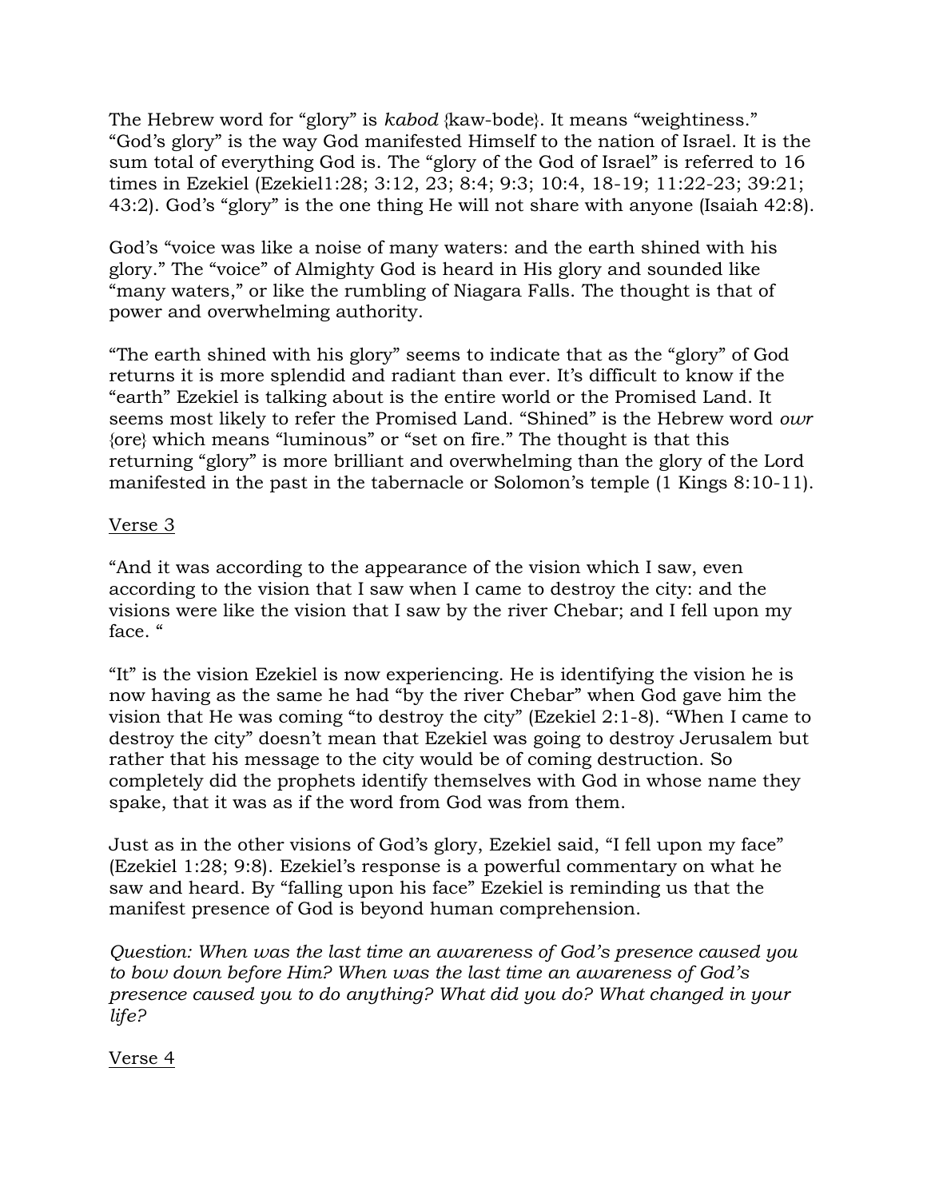The Hebrew word for "glory" is *kabod* {kaw-bode}. It means "weightiness." "God's glory" is the way God manifested Himself to the nation of Israel. It is the sum total of everything God is. The "glory of the God of Israel" is referred to 16 times in Ezekiel (Ezekiel1:28; 3:12, 23; 8:4; 9:3; 10:4, 18-19; 11:22-23; 39:21; 43:2). God's "glory" is the one thing He will not share with anyone (Isaiah 42:8).

God's "voice was like a noise of many waters: and the earth shined with his glory." The "voice" of Almighty God is heard in His glory and sounded like "many waters," or like the rumbling of Niagara Falls. The thought is that of power and overwhelming authority.

"The earth shined with his glory" seems to indicate that as the "glory" of God returns it is more splendid and radiant than ever. It's difficult to know if the "earth" Ezekiel is talking about is the entire world or the Promised Land. It seems most likely to refer the Promised Land. "Shined" is the Hebrew word *owr* {ore} which means "luminous" or "set on fire." The thought is that this returning "glory" is more brilliant and overwhelming than the glory of the Lord manifested in the past in the tabernacle or Solomon's temple (1 Kings 8:10-11).

<u>Verse 3</u>

"And it was according to the appearance of the vision which I saw, even according to the vision that I saw when I came to destroy the city: and the visions were like the vision that I saw by the river Chebar; and I fell upon my face. "

"It" is the vision Ezekiel is now experiencing. He is identifying the vision he is now having as the same he had "by the river Chebar" when God gave him the vision that He was coming "to destroy the city" (Ezekiel 2:1-8). "When I came to destroy the city" doesn't mean that Ezekiel was going to destroy Jerusalem but rather that his message to the city would be of coming destruction. So completely did the prophets identify themselves with God in whose name they spake, that it was as if the word from God was from them.

Just as in the other visions of God's glory, Ezekiel said, "I fell upon my face" (Ezekiel 1:28; 9:8). Ezekiel's response is a powerful commentary on what he saw and heard. By "falling upon his face" Ezekiel is reminding us that the manifest presence of God is beyond human comprehension.

*Question: When was the last time an awareness of God's presence caused you to bow down before Him? When was the last time an awareness of God's presence caused you to do anything? What did you do? What changed in your life?*

<u>Verse 4</u>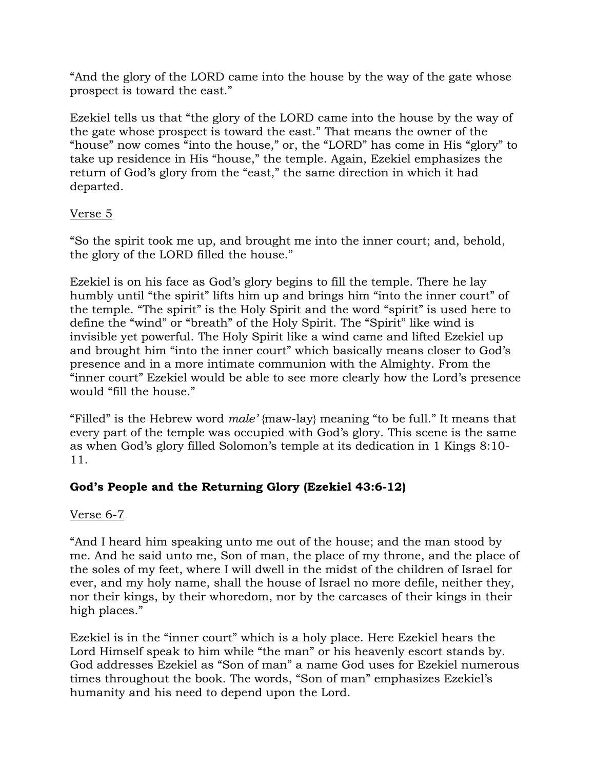"And the glory of the LORD came into the house by the way of the gate whose prospect is toward the east."

Ezekiel tells us that "the glory of the LORD came into the house by the way of the gate whose prospect is toward the east." That means the owner of the "house" now comes "into the house," or, the "LORD" has come in His "glory" to take up residence in His "house," the temple. Again, Ezekiel emphasizes the return of God's glory from the "east," the same direction in which it had departed.

Verse 5

"So the spirit took me up, and brought me into the inner court; and, behold, the glory of the LORD filled the house."

Ezekiel is on his face as God's glory begins to fill the temple. There he lay humbly until "the spirit" lifts him up and brings him "into the inner court" of the temple. "The spirit" is the Holy Spirit and the word "spirit" is used here to define the "wind" or "breath" of the Holy Spirit. The "Spirit" like wind is invisible yet powerful. The Holy Spirit like a wind came and lifted Ezekiel up and brought him "into the inner court" which basically means closer to God's presence and in a more intimate communion with the Almighty. From the "inner court" Ezekiel would be able to see more clearly how the Lord's presence would "fill the house."

"Filled" is the Hebrew word *male'* {maw-lay} meaning "to be full." It means that every part of the temple was occupied with God's glory. This scene is the same as when God's glory filled Solomon's temple at its dedication in 1 Kings 8:10-11.

**God's People and the Returning Glory (Ezekiel 43:6-12)**

Verse 6-7

"And I heard him speaking unto me out of the house; and the man stood by me. And he said unto me, Son of man, the place of my throne, and the place of the soles of my feet, where I will dwell in the midst of the children of Israel for ever, and my holy name, shall the house of Israel no more defile, neither they, nor their kings, by their whoredom, nor by the carcases of their kings in their high places."

Ezekiel is in the "inner court" which is a holy place. Here Ezekiel hears the Lord Himself speak to him while "the man" or his heavenly escort stands by. God addresses Ezekiel as "Son of man" a name God uses for Ezekiel numerous times throughout the book. The words, "Son of man" emphasizes Ezekiel's humanity and his need to depend upon the Lord.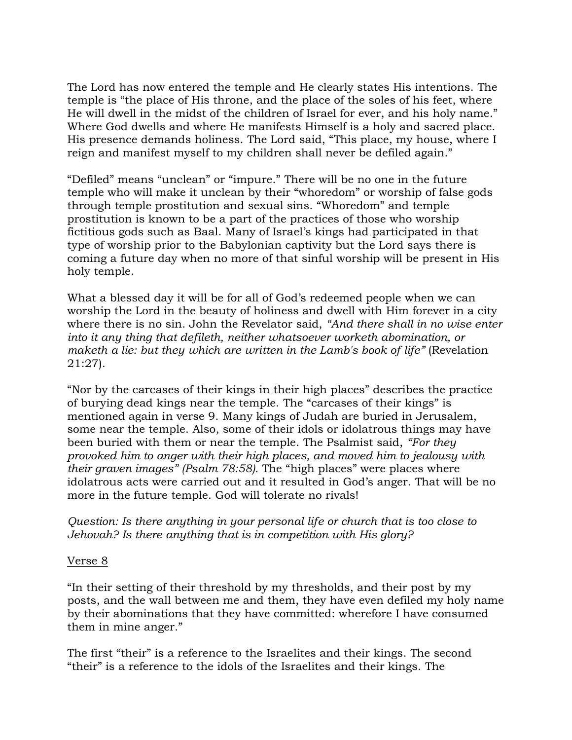The Lord has now entered the temple and He clearly states His intentions. The temple is “the place of His throne, and the place of the soles of his feet, where He will dwell in the midst of the children of Israel for ever, and his holy name.” Where God dwells and where He manifests Himself is a holy and sacred place. His presence demands holiness. The Lord said, “This place, my house, where I reign and manifest myself to my children shall never be defiled again.”

“Defiled” means “unclean” or “impure.” There will be no one in the future temple who will make it unclean by their “whoredom” or worship of false gods through temple prostitution and sexual sins. “Whoredom” and temple prostitution is known to be a part of the practices of those who worship fictitious gods such as Baal. Many of Israel’s kings had participated in that type of worship prior to the Babylonian captivity but the Lord says there is coming a future day when no more of that sinful worship will be present in His holy temple.

What a blessed day it will be for all of God’s redeemed people when we can worship the Lord in the beauty of holiness and dwell with Him forever in a city where there is no sin. John the Revelator said, *“And there shall in no wise enter into it any thing that defileth, neither whatsoever worketh abomination, or maketh a lie: but they which are written in the Lamb's book of life”* (Revelation 21:27).

“Nor by the carcases of their kings in their high places” describes the practice of burying dead kings near the temple. The “carcases of their kings” is mentioned again in verse 9. Many kings of Judah are buried in Jerusalem, some near the temple. Also, some of their idols or idolatrous things may have been buried with them or near the temple. The Psalmist said, *“For they provoked him to anger with their high places, and moved him to jealousy with their graven images” (Psalm 78:58).* The “high places” were places where idolatrous acts were carried out and it resulted in God’s anger. That will be no more in the future temple. God will tolerate no rivals!

*Question: Is there anything in your personal life or church that is too close to Jehovah? Is there anything that is in competition with His glory?*

<u>Verse 8</u>

“In their setting of their threshold by my thresholds, and their post by my posts, and the wall between me and them, they have even defiled my holy name by their abominations that they have committed: wherefore I have consumed them in mine anger.”

The first “their” is a reference to the Israelites and their kings. The second “their” is a reference to the idols of the Israelites and their kings. The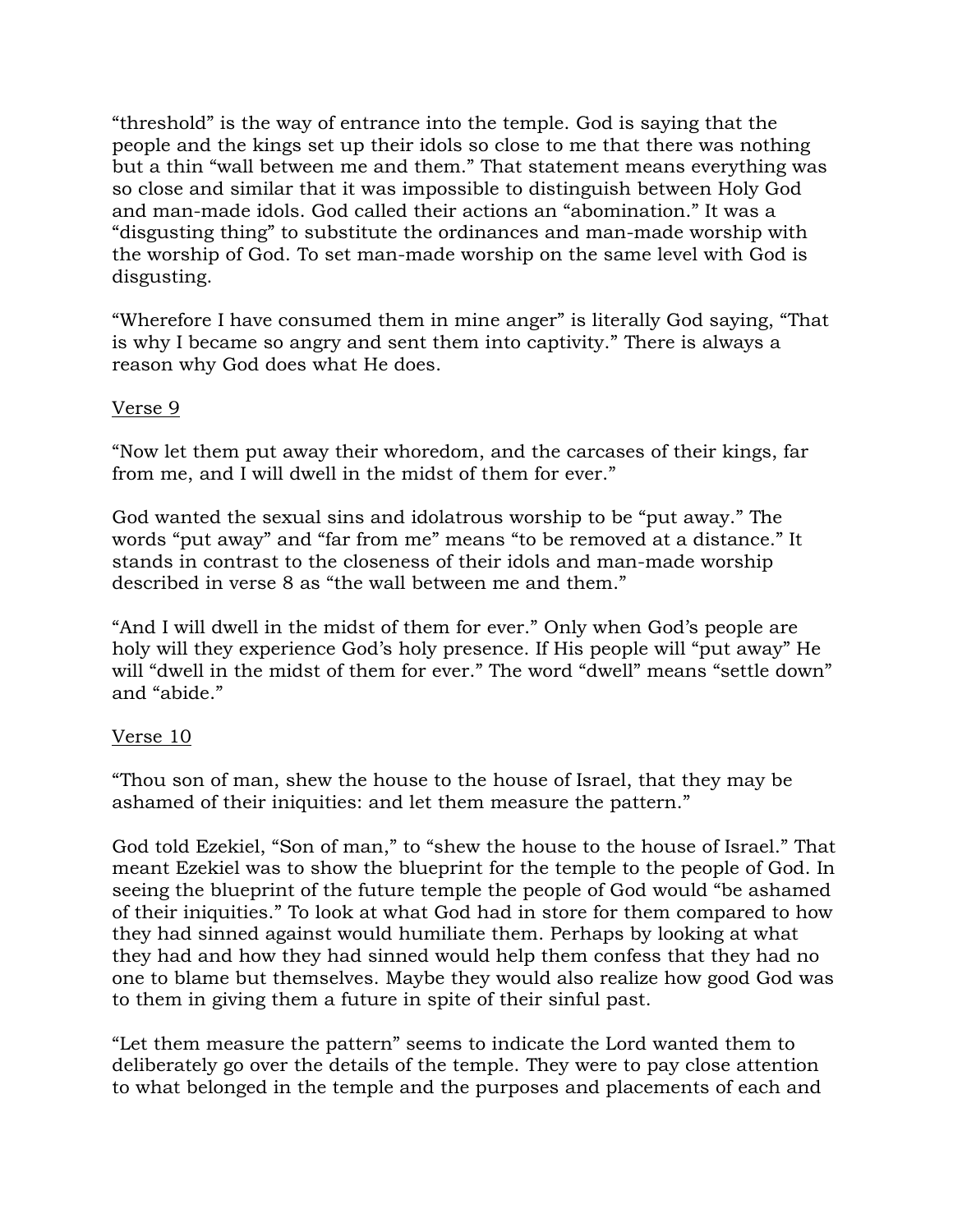“threshold” is the way of entrance into the temple. God is saying that the people and the kings set up their idols so close to me that there was nothing but a thin “wall between me and them.” That statement means everything was so close and similar that it was impossible to distinguish between Holy God and man-made idols. God called their actions an “abomination.” It was a “disgusting thing” to substitute the ordinances and man-made worship with the worship of God. To set man-made worship on the same level with God is disgusting.

“Wherefore I have consumed them in mine anger” is literally God saying, “That is why I became so angry and sent them into captivity.” There is always a reason why God does what He does.

<u>Verse 9</u>

“Now let them put away their whoredom, and the carcases of their kings, far from me, and I will dwell in the midst of them for ever.”

God wanted the sexual sins and idolatrous worship to be “put away.” The words “put away” and “far from me” means “to be removed at a distance.” It stands in contrast to the closeness of their idols and man-made worship described in verse 8 as “the wall between me and them.”

“And I will dwell in the midst of them for ever.” Only when God’s people are holy will they experience God’s holy presence. If His people will “put away” He will “dwell in the midst of them for ever.” The word “dwell” means “settle down” and “abide.”

<u>Verse 10</u>

“Thou son of man, shew the house to the house of Israel, that they may be ashamed of their iniquities: and let them measure the pattern.”

God told Ezekiel, “Son of man,” to “shew the house to the house of Israel.” That meant Ezekiel was to show the blueprint for the temple to the people of God. In seeing the blueprint of the future temple the people of God would “be ashamed of their iniquities.” To look at what God had in store for them compared to how they had sinned against would humiliate them. Perhaps by looking at what they had and how they had sinned would help them confess that they had no one to blame but themselves. Maybe they would also realize how good God was to them in giving them a future in spite of their sinful past.

“Let them measure the pattern” seems to indicate the Lord wanted them to deliberately go over the details of the temple. They were to pay close attention to what belonged in the temple and the purposes and placements of each and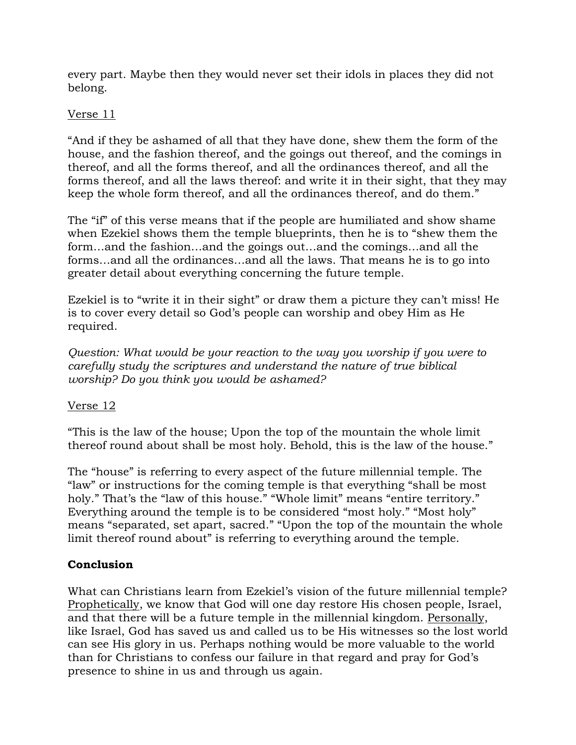every part. Maybe then they would never set their idols in places they did not belong.

Verse 11

"And if they be ashamed of all that they have done, shew them the form of the house, and the fashion thereof, and the goings out thereof, and the comings in thereof, and all the forms thereof, and all the ordinances thereof, and all the forms thereof, and all the laws thereof: and write it in their sight, that they may keep the whole form thereof, and all the ordinances thereof, and do them."

The "if" of this verse means that if the people are humiliated and show shame when Ezekiel shows them the temple blueprints, then he is to "shew them the form…and the fashion…and the goings out…and the comings…and all the forms…and all the ordinances…and all the laws. That means he is to go into greater detail about everything concerning the future temple.

Ezekiel is to "write it in their sight" or draw them a picture they can't miss! He is to cover every detail so God's people can worship and obey Him as He required.

*Question: What would be your reaction to the way you worship if you were to carefully study the scriptures and understand the nature of true biblical worship? Do you think you would be ashamed?*

Verse 12

"This is the law of the house; Upon the top of the mountain the whole limit thereof round about shall be most holy. Behold, this is the law of the house."

The "house" is referring to every aspect of the future millennial temple. The "law" or instructions for the coming temple is that everything "shall be most holy." That's the "law of this house." "Whole limit" means "entire territory." Everything around the temple is to be considered "most holy." "Most holy" means "separated, set apart, sacred." "Upon the top of the mountain the whole limit thereof round about" is referring to everything around the temple.

**Conclusion**

What can Christians learn from Ezekiel's vision of the future millennial temple? Prophetically, we know that God will one day restore His chosen people, Israel, and that there will be a future temple in the millennial kingdom. Personally, like Israel, God has saved us and called us to be His witnesses so the lost world can see His glory in us. Perhaps nothing would be more valuable to the world than for Christians to confess our failure in that regard and pray for God's presence to shine in us and through us again.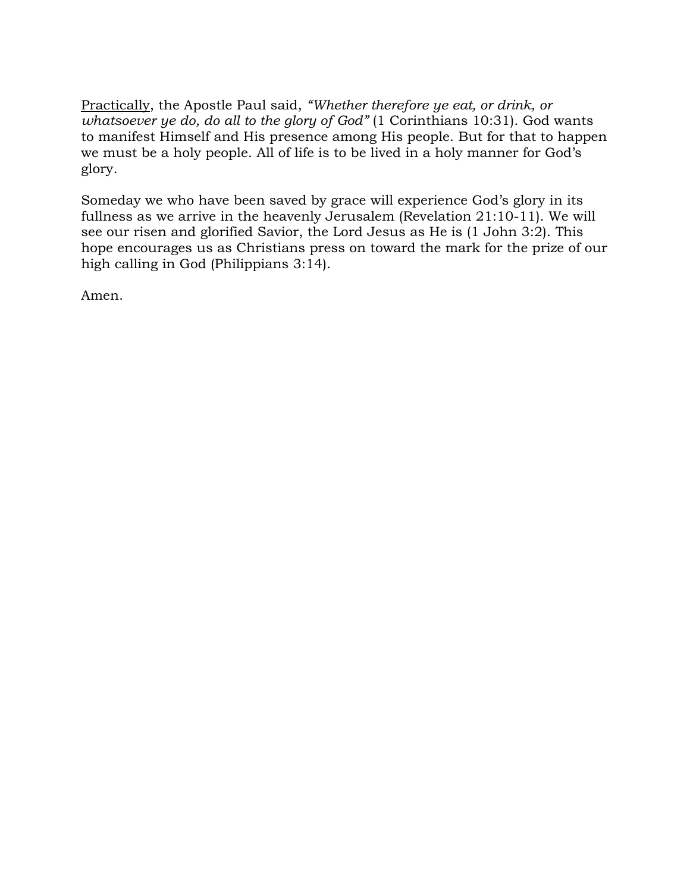<u>Practically</u>, the Apostle Paul said, *"Whether therefore ye eat, or drink, or whatsoever ye do, do all to the glory of God"* (1 Corinthians 10:31). God wants to manifest Himself and His presence among His people. But for that to happen we must be a holy people. All of life is to be lived in a holy manner for God's glory.

Someday we who have been saved by grace will experience God's glory in its fullness as we arrive in the heavenly Jerusalem (Revelation 21:10-11). We will see our risen and glorified Savior, the Lord Jesus as He is (1 John 3:2). This hope encourages us as Christians press on toward the mark for the prize of our high calling in God (Philippians 3:14).

Amen.